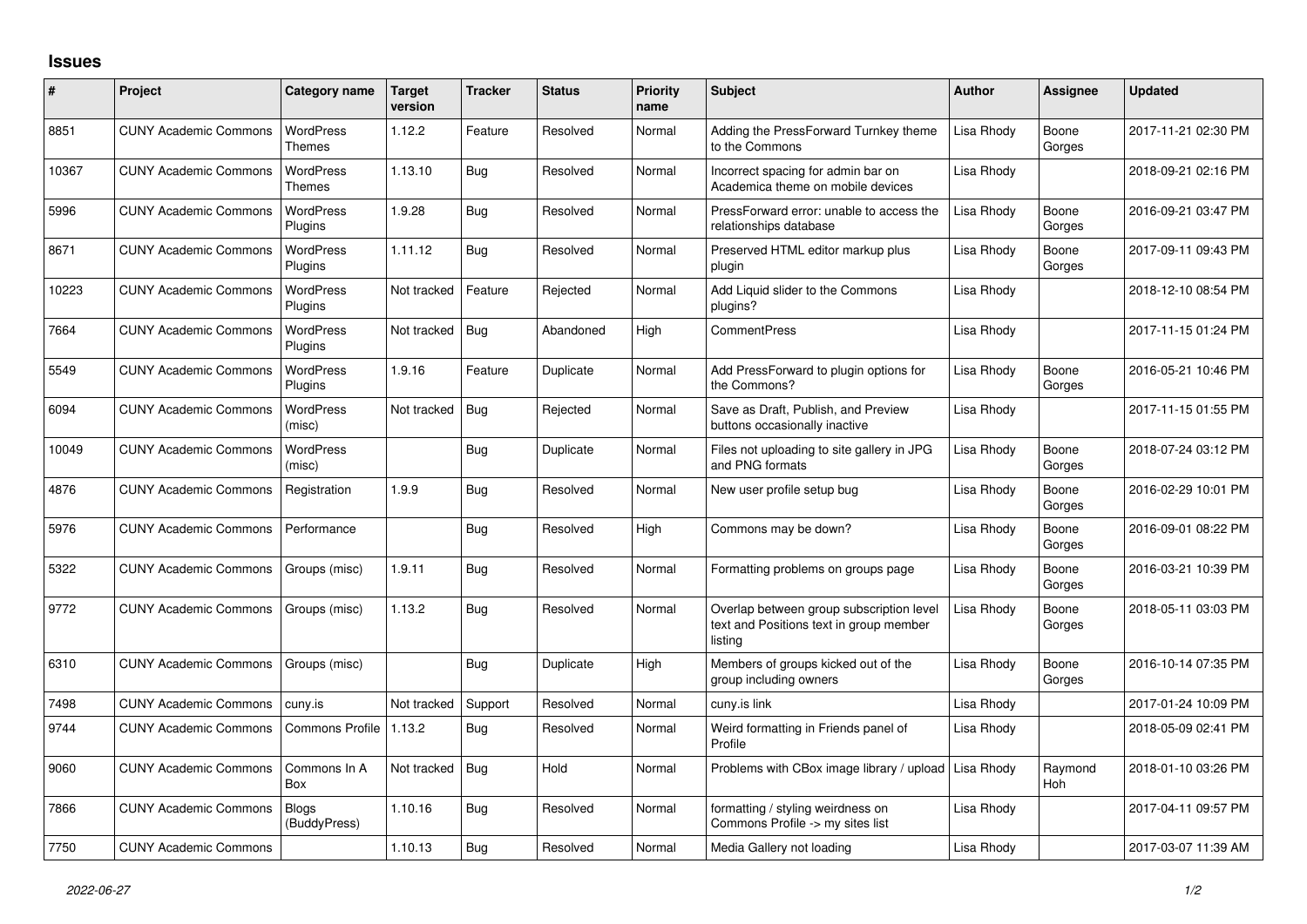## Issues

| # | Project | Category name | Target version | Tracker | Status | Priority name | Subject | Author | Assignee | Updated |
|---|---|---|---|---|---|---|---|---|---|---|
| 8851 | CUNY Academic Commons | WordPress Themes | 1.12.2 | Feature | Resolved | Normal | Adding the PressForward Turnkey theme to the Commons | Lisa Rhody | Boone Gorges | 2017-11-21 02:30 PM |
| 10367 | CUNY Academic Commons | WordPress Themes | 1.13.10 | Bug | Resolved | Normal | Incorrect spacing for admin bar on Academica theme on mobile devices | Lisa Rhody | | 2018-09-21 02:16 PM |
| 5996 | CUNY Academic Commons | WordPress Plugins | 1.9.28 | Bug | Resolved | Normal | PressForward error: unable to access the relationships database | Lisa Rhody | Boone Gorges | 2016-09-21 03:47 PM |
| 8671 | CUNY Academic Commons | WordPress Plugins | 1.11.12 | Bug | Resolved | Normal | Preserved HTML editor markup plus plugin | Lisa Rhody | Boone Gorges | 2017-09-11 09:43 PM |
| 10223 | CUNY Academic Commons | WordPress Plugins | Not tracked | Feature | Rejected | Normal | Add Liquid slider to the Commons plugins? | Lisa Rhody | | 2018-12-10 08:54 PM |
| 7664 | CUNY Academic Commons | WordPress Plugins | Not tracked | Bug | Abandoned | High | CommentPress | Lisa Rhody | | 2017-11-15 01:24 PM |
| 5549 | CUNY Academic Commons | WordPress Plugins | 1.9.16 | Feature | Duplicate | Normal | Add PressForward to plugin options for the Commons? | Lisa Rhody | Boone Gorges | 2016-05-21 10:46 PM |
| 6094 | CUNY Academic Commons | WordPress (misc) | Not tracked | Bug | Rejected | Normal | Save as Draft, Publish, and Preview buttons occasionally inactive | Lisa Rhody | | 2017-11-15 01:55 PM |
| 10049 | CUNY Academic Commons | WordPress (misc) | | Bug | Duplicate | Normal | Files not uploading to site gallery in JPG and PNG formats | Lisa Rhody | Boone Gorges | 2018-07-24 03:12 PM |
| 4876 | CUNY Academic Commons | Registration | 1.9.9 | Bug | Resolved | Normal | New user profile setup bug | Lisa Rhody | Boone Gorges | 2016-02-29 10:01 PM |
| 5976 | CUNY Academic Commons | Performance | | Bug | Resolved | High | Commons may be down? | Lisa Rhody | Boone Gorges | 2016-09-01 08:22 PM |
| 5322 | CUNY Academic Commons | Groups (misc) | 1.9.11 | Bug | Resolved | Normal | Formatting problems on groups page | Lisa Rhody | Boone Gorges | 2016-03-21 10:39 PM |
| 9772 | CUNY Academic Commons | Groups (misc) | 1.13.2 | Bug | Resolved | Normal | Overlap between group subscription level text and Positions text in group member listing | Lisa Rhody | Boone Gorges | 2018-05-11 03:03 PM |
| 6310 | CUNY Academic Commons | Groups (misc) | | Bug | Duplicate | High | Members of groups kicked out of the group including owners | Lisa Rhody | Boone Gorges | 2016-10-14 07:35 PM |
| 7498 | CUNY Academic Commons | cuny.is | Not tracked | Support | Resolved | Normal | cuny.is link | Lisa Rhody | | 2017-01-24 10:09 PM |
| 9744 | CUNY Academic Commons | Commons Profile | 1.13.2 | Bug | Resolved | Normal | Weird formatting in Friends panel of Profile | Lisa Rhody | | 2018-05-09 02:41 PM |
| 9060 | CUNY Academic Commons | Commons In A Box | Not tracked | Bug | Hold | Normal | Problems with CBox image library / upload | Lisa Rhody | Raymond Hoh | 2018-01-10 03:26 PM |
| 7866 | CUNY Academic Commons | Blogs (BuddyPress) | 1.10.16 | Bug | Resolved | Normal | formatting / styling weirdness on Commons Profile -> my sites list | Lisa Rhody | | 2017-04-11 09:57 PM |
| 7750 | CUNY Academic Commons | | 1.10.13 | Bug | Resolved | Normal | Media Gallery not loading | Lisa Rhody | | 2017-03-07 11:39 AM |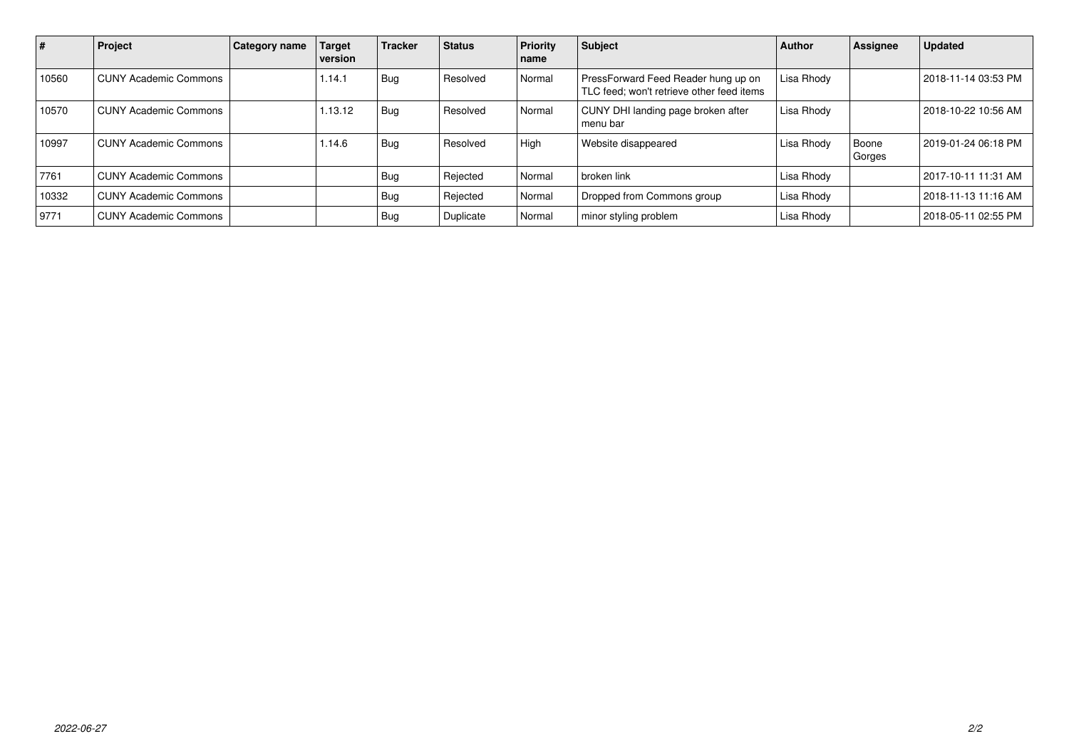| # | Project | Category name | Target version | Tracker | Status | Priority name | Subject | Author | Assignee | Updated |
|---|---|---|---|---|---|---|---|---|---|---|
| 10560 | CUNY Academic Commons | | 1.14.1 | Bug | Resolved | Normal | PressForward Feed Reader hung up on TLC feed; won't retrieve other feed items | Lisa Rhody | | 2018-11-14 03:53 PM |
| 10570 | CUNY Academic Commons | | 1.13.12 | Bug | Resolved | Normal | CUNY DHI landing page broken after menu bar | Lisa Rhody | | 2018-10-22 10:56 AM |
| 10997 | CUNY Academic Commons | | 1.14.6 | Bug | Resolved | High | Website disappeared | Lisa Rhody | Boone Gorges | 2019-01-24 06:18 PM |
| 7761 | CUNY Academic Commons | | | Bug | Rejected | Normal | broken link | Lisa Rhody | | 2017-10-11 11:31 AM |
| 10332 | CUNY Academic Commons | | | Bug | Rejected | Normal | Dropped from Commons group | Lisa Rhody | | 2018-11-13 11:16 AM |
| 9771 | CUNY Academic Commons | | | Bug | Duplicate | Normal | minor styling problem | Lisa Rhody | | 2018-05-11 02:55 PM |